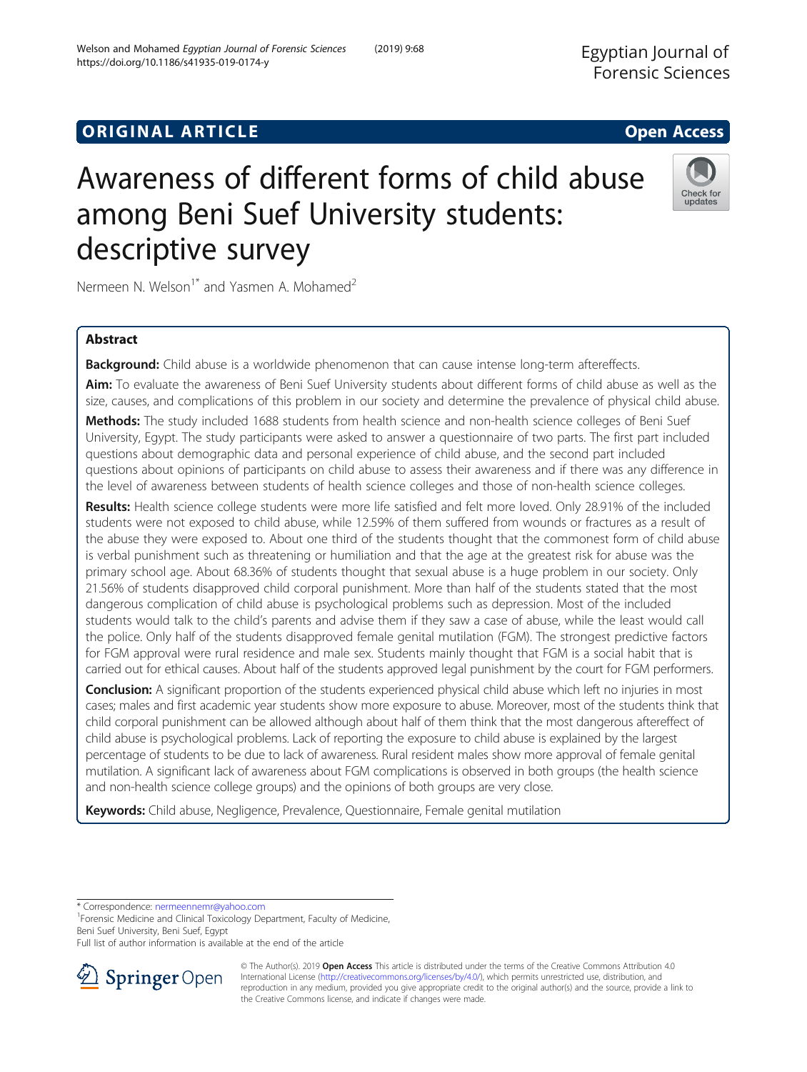ORIGINAL ARTICLE

Open Access

# Awareness of different forms of child abuse among Beni Suef University students: descriptive survey

Nermeen N. Welson[1*] and Yasmen A. Mohamed[2]

## Abstract

**Background:** Child abuse is a worldwide phenomenon that can cause intense long-term aftereffects.

**Aim:** To evaluate the awareness of Beni Suef University students about different forms of child abuse as well as the size, causes, and complications of this problem in our society and determine the prevalence of physical child abuse.

**Methods:** The study included 1688 students from health science and non-health science colleges of Beni Suef University, Egypt. The study participants were asked to answer a questionnaire of two parts. The first part included questions about demographic data and personal experience of child abuse, and the second part included questions about opinions of participants on child abuse to assess their awareness and if there was any difference in the level of awareness between students of health science colleges and those of non-health science colleges.

**Results:** Health science college students were more life satisfied and felt more loved. Only 28.91% of the included students were not exposed to child abuse, while 12.59% of them suffered from wounds or fractures as a result of the abuse they were exposed to. About one third of the students thought that the commonest form of child abuse is verbal punishment such as threatening or humiliation and that the age at the greatest risk for abuse was the primary school age. About 68.36% of students thought that sexual abuse is a huge problem in our society. Only 21.56% of students disapproved child corporal punishment. More than half of the students stated that the most dangerous complication of child abuse is psychological problems such as depression. Most of the included students would talk to the child's parents and advise them if they saw a case of abuse, while the least would call the police. Only half of the students disapproved female genital mutilation (FGM). The strongest predictive factors for FGM approval were rural residence and male sex. Students mainly thought that FGM is a social habit that is carried out for ethical causes. About half of the students approved legal punishment by the court for FGM performers.

**Conclusion:** A significant proportion of the students experienced physical child abuse which left no injuries in most cases; males and first academic year students show more exposure to abuse. Moreover, most of the students think that child corporal punishment can be allowed although about half of them think that the most dangerous aftereffect of child abuse is psychological problems. Lack of reporting the exposure to child abuse is explained by the largest percentage of students to be due to lack of awareness. Rural resident males show more approval of female genital mutilation. A significant lack of awareness about FGM complications is observed in both groups (the health science and non-health science college groups) and the opinions of both groups are very close.

**Keywords:** Child abuse, Negligence, Prevalence, Questionnaire, Female genital mutilation

* Correspondence: nermeennemr@yahoo.com

[1]Forensic Medicine and Clinical Toxicology Department, Faculty of Medicine, Beni Suef University, Beni Suef, Egypt

Full list of author information is available at the end of the article

© The Author(s). 2019 **Open Access** This article is distributed under the terms of the Creative Commons Attribution 4.0 International License (http://creativecommons.org/licenses/by/4.0/), which permits unrestricted use, distribution, and reproduction in any medium, provided you give appropriate credit to the original author(s) and the source, provide a link to the Creative Commons license, and indicate if changes were made.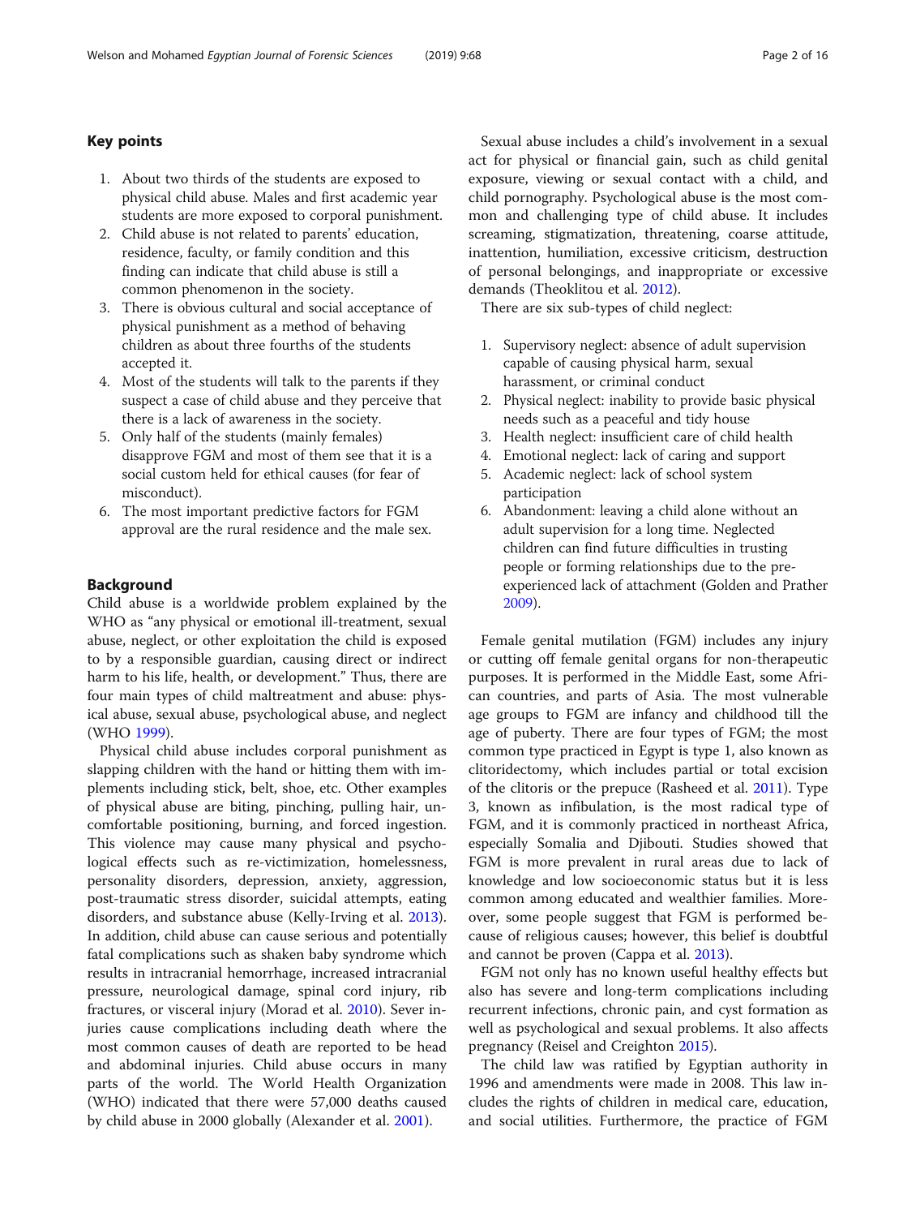## Key points

1. About two thirds of the students are exposed to physical child abuse. Males and first academic year students are more exposed to corporal punishment.
2. Child abuse is not related to parents' education, residence, faculty, or family condition and this finding can indicate that child abuse is still a common phenomenon in the society.
3. There is obvious cultural and social acceptance of physical punishment as a method of behaving children as about three fourths of the students accepted it.
4. Most of the students will talk to the parents if they suspect a case of child abuse and they perceive that there is a lack of awareness in the society.
5. Only half of the students (mainly females) disapprove FGM and most of them see that it is a social custom held for ethical causes (for fear of misconduct).
6. The most important predictive factors for FGM approval are the rural residence and the male sex.

## Background

Child abuse is a worldwide problem explained by the WHO as "any physical or emotional ill-treatment, sexual abuse, neglect, or other exploitation the child is exposed to by a responsible guardian, causing direct or indirect harm to his life, health, or development." Thus, there are four main types of child maltreatment and abuse: physical abuse, sexual abuse, psychological abuse, and neglect (WHO 1999).

Physical child abuse includes corporal punishment as slapping children with the hand or hitting them with implements including stick, belt, shoe, etc. Other examples of physical abuse are biting, pinching, pulling hair, uncomfortable positioning, burning, and forced ingestion. This violence may cause many physical and psychological effects such as re-victimization, homelessness, personality disorders, depression, anxiety, aggression, post-traumatic stress disorder, suicidal attempts, eating disorders, and substance abuse (Kelly-Irving et al. 2013). In addition, child abuse can cause serious and potentially fatal complications such as shaken baby syndrome which results in intracranial hemorrhage, increased intracranial pressure, neurological damage, spinal cord injury, rib fractures, or visceral injury (Morad et al. 2010). Sever injuries cause complications including death where the most common causes of death are reported to be head and abdominal injuries. Child abuse occurs in many parts of the world. The World Health Organization (WHO) indicated that there were 57,000 deaths caused by child abuse in 2000 globally (Alexander et al. 2001).

Sexual abuse includes a child's involvement in a sexual act for physical or financial gain, such as child genital exposure, viewing or sexual contact with a child, and child pornography. Psychological abuse is the most common and challenging type of child abuse. It includes screaming, stigmatization, threatening, coarse attitude, inattention, humiliation, excessive criticism, destruction of personal belongings, and inappropriate or excessive demands (Theoklitou et al. 2012).

There are six sub-types of child neglect:

1. Supervisory neglect: absence of adult supervision capable of causing physical harm, sexual harassment, or criminal conduct
2. Physical neglect: inability to provide basic physical needs such as a peaceful and tidy house
3. Health neglect: insufficient care of child health
4. Emotional neglect: lack of caring and support
5. Academic neglect: lack of school system participation
6. Abandonment: leaving a child alone without an adult supervision for a long time. Neglected children can find future difficulties in trusting people or forming relationships due to the pre-experienced lack of attachment (Golden and Prather 2009).

Female genital mutilation (FGM) includes any injury or cutting off female genital organs for non-therapeutic purposes. It is performed in the Middle East, some African countries, and parts of Asia. The most vulnerable age groups to FGM are infancy and childhood till the age of puberty. There are four types of FGM; the most common type practiced in Egypt is type 1, also known as clitoridectomy, which includes partial or total excision of the clitoris or the prepuce (Rasheed et al. 2011). Type 3, known as infibulation, is the most radical type of FGM, and it is commonly practiced in northeast Africa, especially Somalia and Djibouti. Studies showed that FGM is more prevalent in rural areas due to lack of knowledge and low socioeconomic status but it is less common among educated and wealthier families. Moreover, some people suggest that FGM is performed because of religious causes; however, this belief is doubtful and cannot be proven (Cappa et al. 2013).

FGM not only has no known useful healthy effects but also has severe and long-term complications including recurrent infections, chronic pain, and cyst formation as well as psychological and sexual problems. It also affects pregnancy (Reisel and Creighton 2015).

The child law was ratified by Egyptian authority in 1996 and amendments were made in 2008. This law includes the rights of children in medical care, education, and social utilities. Furthermore, the practice of FGM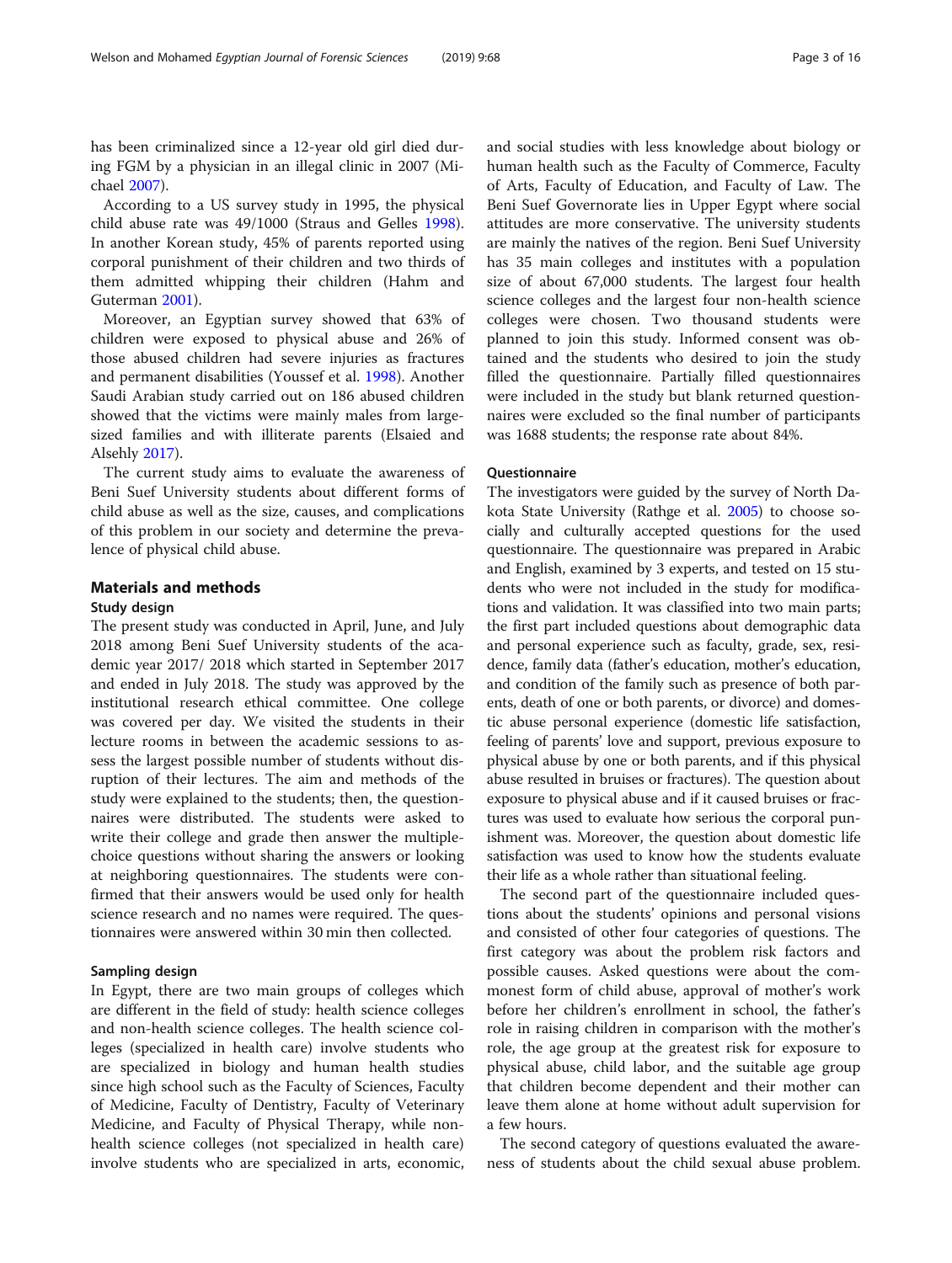has been criminalized since a 12-year old girl died during FGM by a physician in an illegal clinic in 2007 (Michael 2007).

According to a US survey study in 1995, the physical child abuse rate was 49/1000 (Straus and Gelles 1998). In another Korean study, 45% of parents reported using corporal punishment of their children and two thirds of them admitted whipping their children (Hahm and Guterman 2001).

Moreover, an Egyptian survey showed that 63% of children were exposed to physical abuse and 26% of those abused children had severe injuries as fractures and permanent disabilities (Youssef et al. 1998). Another Saudi Arabian study carried out on 186 abused children showed that the victims were mainly males from large-sized families and with illiterate parents (Elsaied and Alsehly 2017).

The current study aims to evaluate the awareness of Beni Suef University students about different forms of child abuse as well as the size, causes, and complications of this problem in our society and determine the prevalence of physical child abuse.

## Materials and methods

### Study design

The present study was conducted in April, June, and July 2018 among Beni Suef University students of the academic year 2017/ 2018 which started in September 2017 and ended in July 2018. The study was approved by the institutional research ethical committee. One college was covered per day. We visited the students in their lecture rooms in between the academic sessions to assess the largest possible number of students without disruption of their lectures. The aim and methods of the study were explained to the students; then, the questionnaires were distributed. The students were asked to write their college and grade then answer the multiple-choice questions without sharing the answers or looking at neighboring questionnaires. The students were confirmed that their answers would be used only for health science research and no names were required. The questionnaires were answered within 30 min then collected.

### Sampling design

In Egypt, there are two main groups of colleges which are different in the field of study: health science colleges and non-health science colleges. The health science colleges (specialized in health care) involve students who are specialized in biology and human health studies since high school such as the Faculty of Sciences, Faculty of Medicine, Faculty of Dentistry, Faculty of Veterinary Medicine, and Faculty of Physical Therapy, while non-health science colleges (not specialized in health care) involve students who are specialized in arts, economic, and social studies with less knowledge about biology or human health such as the Faculty of Commerce, Faculty of Arts, Faculty of Education, and Faculty of Law. The Beni Suef Governorate lies in Upper Egypt where social attitudes are more conservative. The university students are mainly the natives of the region. Beni Suef University has 35 main colleges and institutes with a population size of about 67,000 students. The largest four health science colleges and the largest four non-health science colleges were chosen. Two thousand students were planned to join this study. Informed consent was obtained and the students who desired to join the study filled the questionnaire. Partially filled questionnaires were included in the study but blank returned questionnaires were excluded so the final number of participants was 1688 students; the response rate about 84%.

### Questionnaire

The investigators were guided by the survey of North Dakota State University (Rathge et al. 2005) to choose socially and culturally accepted questions for the used questionnaire. The questionnaire was prepared in Arabic and English, examined by 3 experts, and tested on 15 students who were not included in the study for modifications and validation. It was classified into two main parts; the first part included questions about demographic data and personal experience such as faculty, grade, sex, residence, family data (father's education, mother's education, and condition of the family such as presence of both parents, death of one or both parents, or divorce) and domestic abuse personal experience (domestic life satisfaction, feeling of parents' love and support, previous exposure to physical abuse by one or both parents, and if this physical abuse resulted in bruises or fractures). The question about exposure to physical abuse and if it caused bruises or fractures was used to evaluate how serious the corporal punishment was. Moreover, the question about domestic life satisfaction was used to know how the students evaluate their life as a whole rather than situational feeling.

The second part of the questionnaire included questions about the students' opinions and personal visions and consisted of other four categories of questions. The first category was about the problem risk factors and possible causes. Asked questions were about the commonest form of child abuse, approval of mother's work before her children's enrollment in school, the father's role in raising children in comparison with the mother's role, the age group at the greatest risk for exposure to physical abuse, child labor, and the suitable age group that children become dependent and their mother can leave them alone at home without adult supervision for a few hours.

The second category of questions evaluated the awareness of students about the child sexual abuse problem.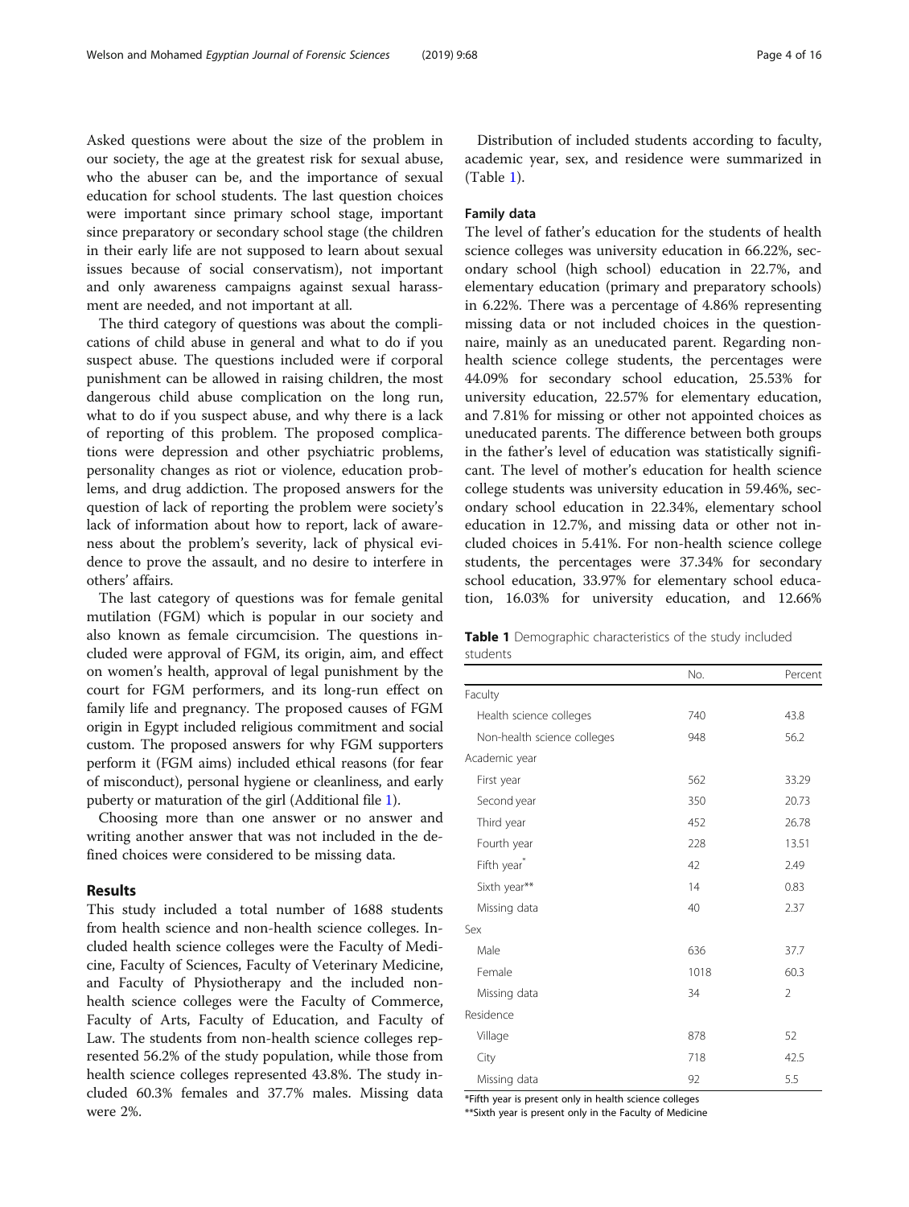Asked questions were about the size of the problem in our society, the age at the greatest risk for sexual abuse, who the abuser can be, and the importance of sexual education for school students. The last question choices were important since primary school stage, important since preparatory or secondary school stage (the children in their early life are not supposed to learn about sexual issues because of social conservatism), not important and only awareness campaigns against sexual harassment are needed, and not important at all.

The third category of questions was about the complications of child abuse in general and what to do if you suspect abuse. The questions included were if corporal punishment can be allowed in raising children, the most dangerous child abuse complication on the long run, what to do if you suspect abuse, and why there is a lack of reporting of this problem. The proposed complications were depression and other psychiatric problems, personality changes as riot or violence, education problems, and drug addiction. The proposed answers for the question of lack of reporting the problem were society's lack of information about how to report, lack of awareness about the problem's severity, lack of physical evidence to prove the assault, and no desire to interfere in others' affairs.

The last category of questions was for female genital mutilation (FGM) which is popular in our society and also known as female circumcision. The questions included were approval of FGM, its origin, aim, and effect on women's health, approval of legal punishment by the court for FGM performers, and its long-run effect on family life and pregnancy. The proposed causes of FGM origin in Egypt included religious commitment and social custom. The proposed answers for why FGM supporters perform it (FGM aims) included ethical reasons (for fear of misconduct), personal hygiene or cleanliness, and early puberty or maturation of the girl (Additional file 1).

Choosing more than one answer or no answer and writing another answer that was not included in the defined choices were considered to be missing data.

## Results

This study included a total number of 1688 students from health science and non-health science colleges. Included health science colleges were the Faculty of Medicine, Faculty of Sciences, Faculty of Veterinary Medicine, and Faculty of Physiotherapy and the included non-health science colleges were the Faculty of Commerce, Faculty of Arts, Faculty of Education, and Faculty of Law. The students from non-health science colleges represented 56.2% of the study population, while those from health science colleges represented 43.8%. The study included 60.3% females and 37.7% males. Missing data were 2%.

Distribution of included students according to faculty, academic year, sex, and residence were summarized in (Table 1).

### Family data

The level of father's education for the students of health science colleges was university education in 66.22%, secondary school (high school) education in 22.7%, and elementary education (primary and preparatory schools) in 6.22%. There was a percentage of 4.86% representing missing data or not included choices in the questionnaire, mainly as an uneducated parent. Regarding non-health science college students, the percentages were 44.09% for secondary school education, 25.53% for university education, 22.57% for elementary education, and 7.81% for missing or other not appointed choices as uneducated parents. The difference between both groups in the father's level of education was statistically significant. The level of mother's education for health science college students was university education in 59.46%, secondary school education in 22.34%, elementary school education in 12.7%, and missing data or other not included choices in 5.41%. For non-health science college students, the percentages were 37.34% for secondary school education, 33.97% for elementary school education, 16.03% for university education, and 12.66%

**Table 1** Demographic characteristics of the study included students

| | No. | Percent |
|---|---|---|
| Faculty | | |
| Health science colleges | 740 | 43.8 |
| Non-health science colleges | 948 | 56.2 |
| Academic year | | |
| First year | 562 | 33.29 |
| Second year | 350 | 20.73 |
| Third year | 452 | 26.78 |
| Fourth year | 228 | 13.51 |
| Fifth year* | 42 | 2.49 |
| Sixth year** | 14 | 0.83 |
| Missing data | 40 | 2.37 |
| Sex | | |
| Male | 636 | 37.7 |
| Female | 1018 | 60.3 |
| Missing data | 34 | 2 |
| Residence | | |
| Village | 878 | 52 |
| City | 718 | 42.5 |
| Missing data | 92 | 5.5 |

*Fifth year is present only in health science colleges
**Sixth year is present only in the Faculty of Medicine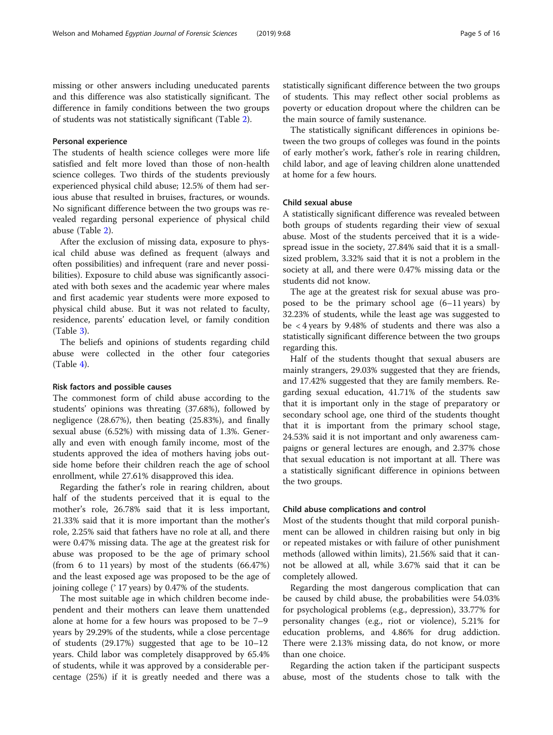missing or other answers including uneducated parents and this difference was also statistically significant. The difference in family conditions between the two groups of students was not statistically significant (Table 2).

#### Personal experience

The students of health science colleges were more life satisfied and felt more loved than those of non-health science colleges. Two thirds of the students previously experienced physical child abuse; 12.5% of them had serious abuse that resulted in bruises, fractures, or wounds. No significant difference between the two groups was revealed regarding personal experience of physical child abuse (Table 2).

After the exclusion of missing data, exposure to physical child abuse was defined as frequent (always and often possibilities) and infrequent (rare and never possibilities). Exposure to child abuse was significantly associated with both sexes and the academic year where males and first academic year students were more exposed to physical child abuse. But it was not related to faculty, residence, parents' education level, or family condition (Table 3).

The beliefs and opinions of students regarding child abuse were collected in the other four categories (Table 4).

#### Risk factors and possible causes

The commonest form of child abuse according to the students' opinions was threating (37.68%), followed by negligence (28.67%), then beating (25.83%), and finally sexual abuse (6.52%) with missing data of 1.3%. Generally and even with enough family income, most of the students approved the idea of mothers having jobs outside home before their children reach the age of school enrollment, while 27.61% disapproved this idea.

Regarding the father's role in rearing children, about half of the students perceived that it is equal to the mother's role, 26.78% said that it is less important, 21.33% said that it is more important than the mother's role, 2.25% said that fathers have no role at all, and there were 0.47% missing data. The age at the greatest risk for abuse was proposed to be the age of primary school (from 6 to 11 years) by most of the students (66.47%) and the least exposed age was proposed to be the age of joining college (˃ 17 years) by 0.47% of the students.

The most suitable age in which children become independent and their mothers can leave them unattended alone at home for a few hours was proposed to be 7–9 years by 29.29% of the students, while a close percentage of students (29.17%) suggested that age to be 10–12 years. Child labor was completely disapproved by 65.4% of students, while it was approved by a considerable percentage (25%) if it is greatly needed and there was a statistically significant difference between the two groups of students. This may reflect other social problems as poverty or education dropout where the children can be the main source of family sustenance.

The statistically significant differences in opinions between the two groups of colleges was found in the points of early mother's work, father's role in rearing children, child labor, and age of leaving children alone unattended at home for a few hours.

#### Child sexual abuse

A statistically significant difference was revealed between both groups of students regarding their view of sexual abuse. Most of the students perceived that it is a widespread issue in the society, 27.84% said that it is a small-sized problem, 3.32% said that it is not a problem in the society at all, and there were 0.47% missing data or the students did not know.

The age at the greatest risk for sexual abuse was proposed to be the primary school age (6–11 years) by 32.23% of students, while the least age was suggested to be < 4 years by 9.48% of students and there was also a statistically significant difference between the two groups regarding this.

Half of the students thought that sexual abusers are mainly strangers, 29.03% suggested that they are friends, and 17.42% suggested that they are family members. Regarding sexual education, 41.71% of the students saw that it is important only in the stage of preparatory or secondary school age, one third of the students thought that it is important from the primary school stage, 24.53% said it is not important and only awareness campaigns or general lectures are enough, and 2.37% chose that sexual education is not important at all. There was a statistically significant difference in opinions between the two groups.

#### Child abuse complications and control

Most of the students thought that mild corporal punishment can be allowed in children raising but only in big or repeated mistakes or with failure of other punishment methods (allowed within limits), 21.56% said that it cannot be allowed at all, while 3.67% said that it can be completely allowed.

Regarding the most dangerous complication that can be caused by child abuse, the probabilities were 54.03% for psychological problems (e.g., depression), 33.77% for personality changes (e.g., riot or violence), 5.21% for education problems, and 4.86% for drug addiction. There were 2.13% missing data, do not know, or more than one choice.

Regarding the action taken if the participant suspects abuse, most of the students chose to talk with the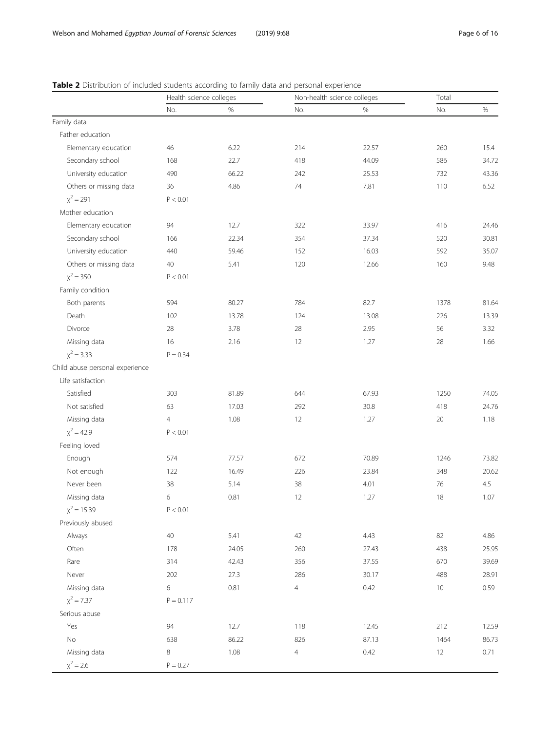**Table 2** Distribution of included students according to family data and personal experience

| | Health science colleges | | Non-health science colleges | | Total | |
|---|---|---|---|---|---|---|
| | No. | % | No. | % | No. | % |
| Family data | | | | | | |
| Father education | | | | | | |
| Elementary education | 46 | 6.22 | 214 | 22.57 | 260 | 15.4 |
| Secondary school | 168 | 22.7 | 418 | 44.09 | 586 | 34.72 |
| University education | 490 | 66.22 | 242 | 25.53 | 732 | 43.36 |
| Others or missing data | 36 | 4.86 | 74 | 7.81 | 110 | 6.52 |
| $\chi^2 = 291$ | $P < 0.01$ | | | | | |
| Mother education | | | | | | |
| Elementary education | 94 | 12.7 | 322 | 33.97 | 416 | 24.46 |
| Secondary school | 166 | 22.34 | 354 | 37.34 | 520 | 30.81 |
| University education | 440 | 59.46 | 152 | 16.03 | 592 | 35.07 |
| Others or missing data | 40 | 5.41 | 120 | 12.66 | 160 | 9.48 |
| $\chi^2 = 350$ | $P < 0.01$ | | | | | |
| Family condition | | | | | | |
| Both parents | 594 | 80.27 | 784 | 82.7 | 1378 | 81.64 |
| Death | 102 | 13.78 | 124 | 13.08 | 226 | 13.39 |
| Divorce | 28 | 3.78 | 28 | 2.95 | 56 | 3.32 |
| Missing data | 16 | 2.16 | 12 | 1.27 | 28 | 1.66 |
| $\chi^2 = 3.33$ | $P = 0.34$ | | | | | |
| Child abuse personal experience | | | | | | |
| Life satisfaction | | | | | | |
| Satisfied | 303 | 81.89 | 644 | 67.93 | 1250 | 74.05 |
| Not satisfied | 63 | 17.03 | 292 | 30.8 | 418 | 24.76 |
| Missing data | 4 | 1.08 | 12 | 1.27 | 20 | 1.18 |
| $\chi^2 = 42.9$ | $P < 0.01$ | | | | | |
| Feeling loved | | | | | | |
| Enough | 574 | 77.57 | 672 | 70.89 | 1246 | 73.82 |
| Not enough | 122 | 16.49 | 226 | 23.84 | 348 | 20.62 |
| Never been | 38 | 5.14 | 38 | 4.01 | 76 | 4.5 |
| Missing data | 6 | 0.81 | 12 | 1.27 | 18 | 1.07 |
| $\chi^2 = 15.39$ | $P < 0.01$ | | | | | |
| Previously abused | | | | | | |
| Always | 40 | 5.41 | 42 | 4.43 | 82 | 4.86 |
| Often | 178 | 24.05 | 260 | 27.43 | 438 | 25.95 |
| Rare | 314 | 42.43 | 356 | 37.55 | 670 | 39.69 |
| Never | 202 | 27.3 | 286 | 30.17 | 488 | 28.91 |
| Missing data | 6 | 0.81 | 4 | 0.42 | 10 | 0.59 |
| $\chi^2 = 7.37$ | $P = 0.117$ | | | | | |
| Serious abuse | | | | | | |
| Yes | 94 | 12.7 | 118 | 12.45 | 212 | 12.59 |
| No | 638 | 86.22 | 826 | 87.13 | 1464 | 86.73 |
| Missing data | 8 | 1.08 | 4 | 0.42 | 12 | 0.71 |
| $\chi^2 = 2.6$ | $P = 0.27$ | | | | | |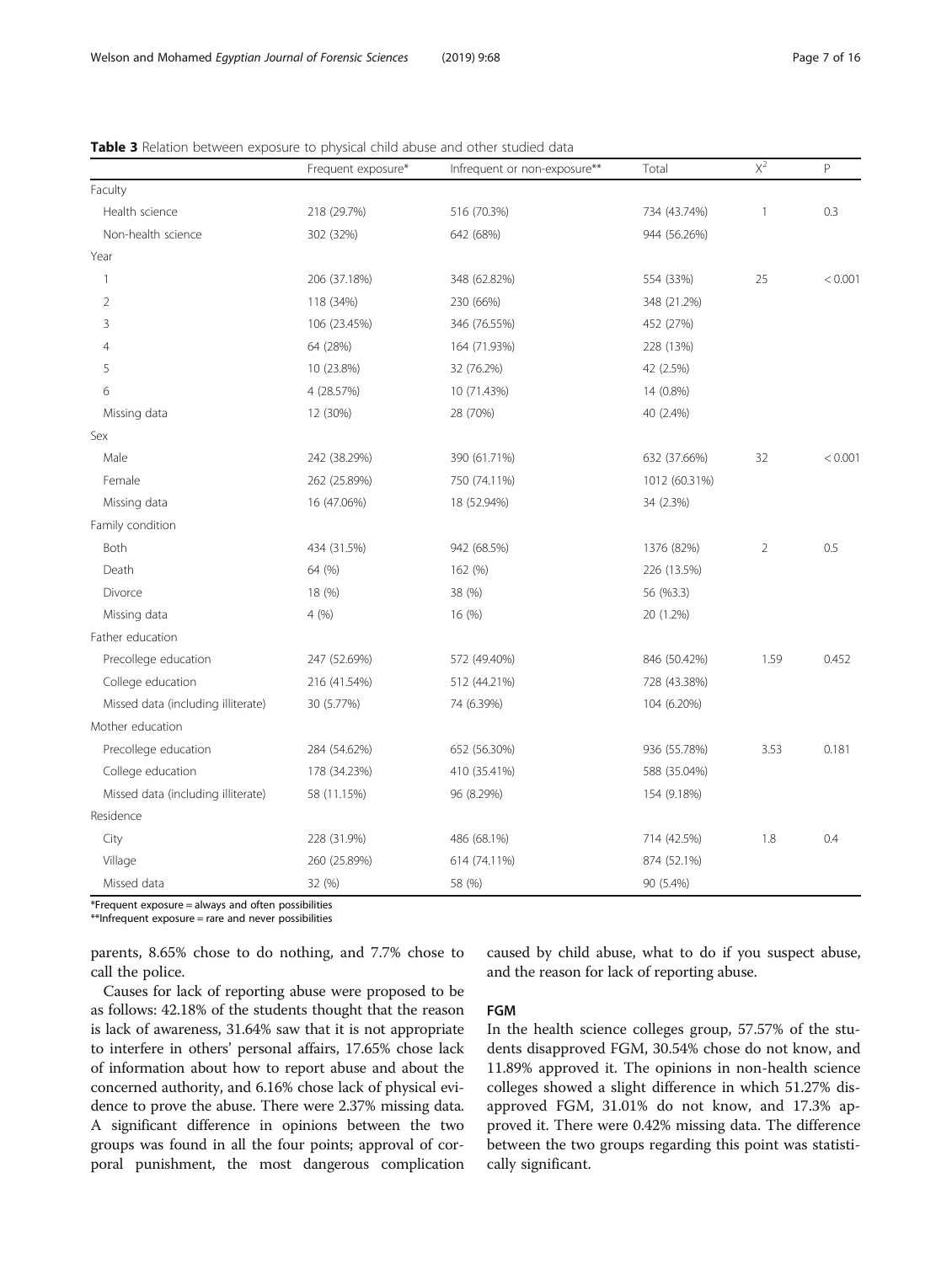**Table 3** Relation between exposure to physical child abuse and other studied data

| | Frequent exposure* | Infrequent or non-exposure** | Total | $X^2$ | P |
|---|---|---|---|---|---|
| Faculty | | | | | |
| Health science | 218 (29.7%) | 516 (70.3%) | 734 (43.74%) | 1 | 0.3 |
| Non-health science | 302 (32%) | 642 (68%) | 944 (56.26%) | | |
| Year | | | | | |
| 1 | 206 (37.18%) | 348 (62.82%) | 554 (33%) | 25 | < 0.001 |
| 2 | 118 (34%) | 230 (66%) | 348 (21.2%) | | |
| 3 | 106 (23.45%) | 346 (76.55%) | 452 (27%) | | |
| 4 | 64 (28%) | 164 (71.93%) | 228 (13%) | | |
| 5 | 10 (23.8%) | 32 (76.2%) | 42 (2.5%) | | |
| 6 | 4 (28.57%) | 10 (71.43%) | 14 (0.8%) | | |
| Missing data | 12 (30%) | 28 (70%) | 40 (2.4%) | | |
| Sex | | | | | |
| Male | 242 (38.29%) | 390 (61.71%) | 632 (37.66%) | 32 | < 0.001 |
| Female | 262 (25.89%) | 750 (74.11%) | 1012 (60.31%) | | |
| Missing data | 16 (47.06%) | 18 (52.94%) | 34 (2.3%) | | |
| Family condition | | | | | |
| Both | 434 (31.5%) | 942 (68.5%) | 1376 (82%) | 2 | 0.5 |
| Death | 64 (%) | 162 (%) | 226 (13.5%) | | |
| Divorce | 18 (%) | 38 (%) | 56 (%3.3) | | |
| Missing data | 4 (%) | 16 (%) | 20 (1.2%) | | |
| Father education | | | | | |
| Precollege education | 247 (52.69%) | 572 (49.40%) | 846 (50.42%) | 1.59 | 0.452 |
| College education | 216 (41.54%) | 512 (44.21%) | 728 (43.38%) | | |
| Missed data (including illiterate) | 30 (5.77%) | 74 (6.39%) | 104 (6.20%) | | |
| Mother education | | | | | |
| Precollege education | 284 (54.62%) | 652 (56.30%) | 936 (55.78%) | 3.53 | 0.181 |
| College education | 178 (34.23%) | 410 (35.41%) | 588 (35.04%) | | |
| Missed data (including illiterate) | 58 (11.15%) | 96 (8.29%) | 154 (9.18%) | | |
| Residence | | | | | |
| City | 228 (31.9%) | 486 (68.1%) | 714 (42.5%) | 1.8 | 0.4 |
| Village | 260 (25.89%) | 614 (74.11%) | 874 (52.1%) | | |
| Missed data | 32 (%) | 58 (%) | 90 (5.4%) | | |

*Frequent exposure = always and often possibilities
**Infrequent exposure = rare and never possibilities

parents, 8.65% chose to do nothing, and 7.7% chose to call the police.

Causes for lack of reporting abuse were proposed to be as follows: 42.18% of the students thought that the reason is lack of awareness, 31.64% saw that it is not appropriate to interfere in others' personal affairs, 17.65% chose lack of information about how to report abuse and about the concerned authority, and 6.16% chose lack of physical evidence to prove the abuse. There were 2.37% missing data. A significant difference in opinions between the two groups was found in all the four points; approval of corporal punishment, the most dangerous complication caused by child abuse, what to do if you suspect abuse, and the reason for lack of reporting abuse.

### FGM

In the health science colleges group, 57.57% of the students disapproved FGM, 30.54% chose do not know, and 11.89% approved it. The opinions in non-health science colleges showed a slight difference in which 51.27% disapproved FGM, 31.01% do not know, and 17.3% approved it. There were 0.42% missing data. The difference between the two groups regarding this point was statistically significant.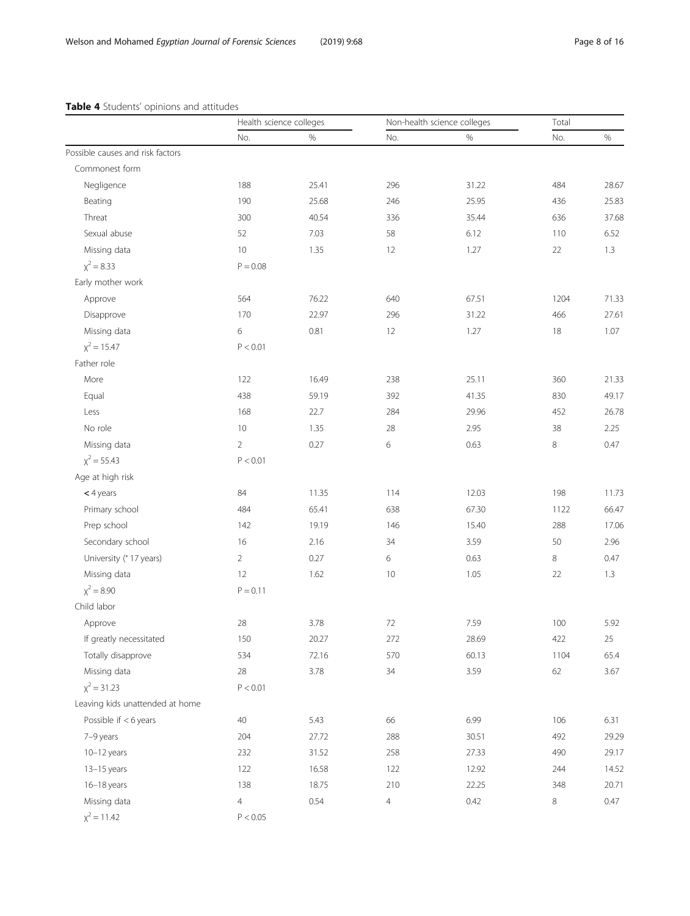**Table 4** Students' opinions and attitudes

| | Health science colleges | | Non-health science colleges | | Total | |
|---|---|---|---|---|---|---|
| | No. | % | No. | % | No. | % |
| Possible causes and risk factors | | | | | | |
| Commonest form | | | | | | |
| Negligence | 188 | 25.41 | 296 | 31.22 | 484 | 28.67 |
| Beating | 190 | 25.68 | 246 | 25.95 | 436 | 25.83 |
| Threat | 300 | 40.54 | 336 | 35.44 | 636 | 37.68 |
| Sexual abuse | 52 | 7.03 | 58 | 6.12 | 110 | 6.52 |
| Missing data | 10 | 1.35 | 12 | 1.27 | 22 | 1.3 |
| $\chi^2 = 8.33$ | $P = 0.08$ | | | | | |
| Early mother work | | | | | | |
| Approve | 564 | 76.22 | 640 | 67.51 | 1204 | 71.33 |
| Disapprove | 170 | 22.97 | 296 | 31.22 | 466 | 27.61 |
| Missing data | 6 | 0.81 | 12 | 1.27 | 18 | 1.07 |
| $\chi^2 = 15.47$ | $P < 0.01$ | | | | | |
| Father role | | | | | | |
| More | 122 | 16.49 | 238 | 25.11 | 360 | 21.33 |
| Equal | 438 | 59.19 | 392 | 41.35 | 830 | 49.17 |
| Less | 168 | 22.7 | 284 | 29.96 | 452 | 26.78 |
| No role | 10 | 1.35 | 28 | 2.95 | 38 | 2.25 |
| Missing data | 2 | 0.27 | 6 | 0.63 | 8 | 0.47 |
| $\chi^2 = 55.43$ | $P < 0.01$ | | | | | |
| Age at high risk | | | | | | |
| < 4 years | 84 | 11.35 | 114 | 12.03 | 198 | 11.73 |
| Primary school | 484 | 65.41 | 638 | 67.30 | 1122 | 66.47 |
| Prep school | 142 | 19.19 | 146 | 15.40 | 288 | 17.06 |
| Secondary school | 16 | 2.16 | 34 | 3.59 | 50 | 2.96 |
| University (˃ 17 years) | 2 | 0.27 | 6 | 0.63 | 8 | 0.47 |
| Missing data | 12 | 1.62 | 10 | 1.05 | 22 | 1.3 |
| $\chi^2 = 8.90$ | $P = 0.11$ | | | | | |
| Child labor | | | | | | |
| Approve | 28 | 3.78 | 72 | 7.59 | 100 | 5.92 |
| If greatly necessitated | 150 | 20.27 | 272 | 28.69 | 422 | 25 |
| Totally disapprove | 534 | 72.16 | 570 | 60.13 | 1104 | 65.4 |
| Missing data | 28 | 3.78 | 34 | 3.59 | 62 | 3.67 |
| $\chi^2 = 31.23$ | $P < 0.01$ | | | | | |
| Leaving kids unattended at home | | | | | | |
| Possible if < 6 years | 40 | 5.43 | 66 | 6.99 | 106 | 6.31 |
| 7–9 years | 204 | 27.72 | 288 | 30.51 | 492 | 29.29 |
| 10–12 years | 232 | 31.52 | 258 | 27.33 | 490 | 29.17 |
| 13–15 years | 122 | 16.58 | 122 | 12.92 | 244 | 14.52 |
| 16–18 years | 138 | 18.75 | 210 | 22.25 | 348 | 20.71 |
| Missing data | 4 | 0.54 | 4 | 0.42 | 8 | 0.47 |
| $\chi^2 = 11.42$ | $P < 0.05$ | | | | | |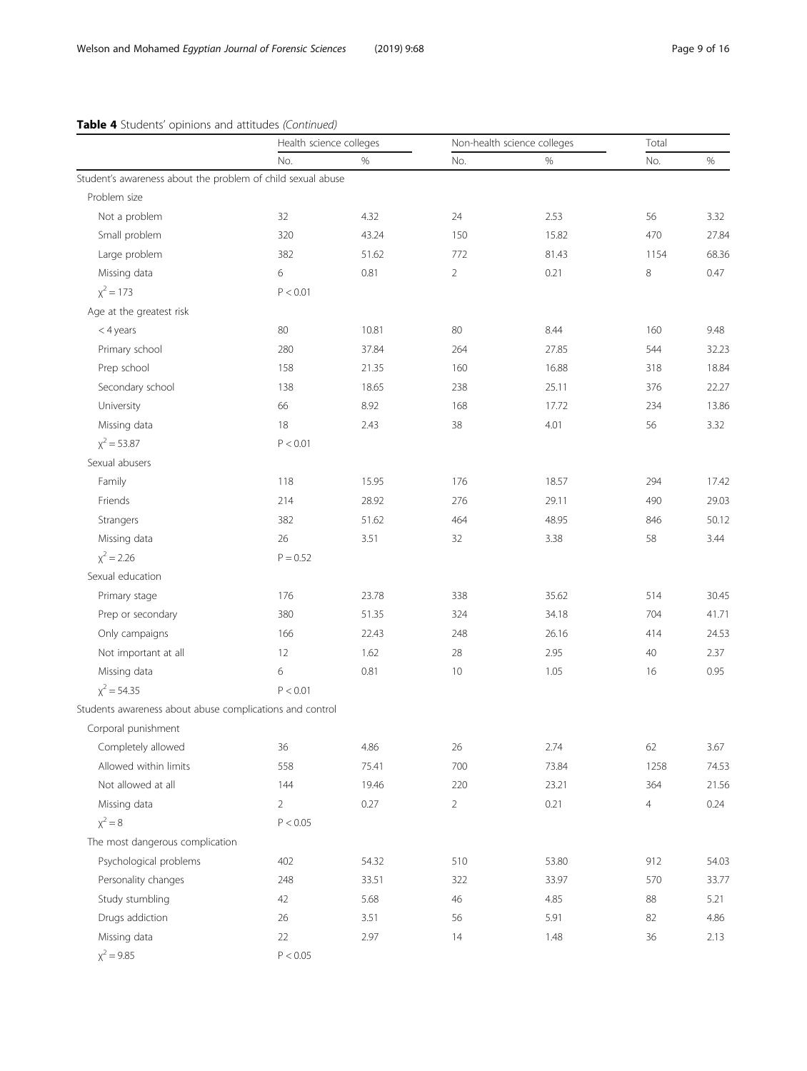**Table 4** Students' opinions and attitudes *(Continued)*

| | Health science colleges | | Non-health science colleges | | Total | |
|---|---|---|---|---|---|---|
| | No. | % | No. | % | No. | % |
| Student's awareness about the problem of child sexual abuse | | | | | | |
| Problem size | | | | | | |
| Not a problem | 32 | 4.32 | 24 | 2.53 | 56 | 3.32 |
| Small problem | 320 | 43.24 | 150 | 15.82 | 470 | 27.84 |
| Large problem | 382 | 51.62 | 772 | 81.43 | 1154 | 68.36 |
| Missing data | 6 | 0.81 | 2 | 0.21 | 8 | 0.47 |
| $\chi^2 = 173$ | $P < 0.01$ | | | | | |
| Age at the greatest risk | | | | | | |
| < 4 years | 80 | 10.81 | 80 | 8.44 | 160 | 9.48 |
| Primary school | 280 | 37.84 | 264 | 27.85 | 544 | 32.23 |
| Prep school | 158 | 21.35 | 160 | 16.88 | 318 | 18.84 |
| Secondary school | 138 | 18.65 | 238 | 25.11 | 376 | 22.27 |
| University | 66 | 8.92 | 168 | 17.72 | 234 | 13.86 |
| Missing data | 18 | 2.43 | 38 | 4.01 | 56 | 3.32 |
| $\chi^2 = 53.87$ | $P < 0.01$ | | | | | |
| Sexual abusers | | | | | | |
| Family | 118 | 15.95 | 176 | 18.57 | 294 | 17.42 |
| Friends | 214 | 28.92 | 276 | 29.11 | 490 | 29.03 |
| Strangers | 382 | 51.62 | 464 | 48.95 | 846 | 50.12 |
| Missing data | 26 | 3.51 | 32 | 3.38 | 58 | 3.44 |
| $\chi^2 = 2.26$ | $P = 0.52$ | | | | | |
| Sexual education | | | | | | |
| Primary stage | 176 | 23.78 | 338 | 35.62 | 514 | 30.45 |
| Prep or secondary | 380 | 51.35 | 324 | 34.18 | 704 | 41.71 |
| Only campaigns | 166 | 22.43 | 248 | 26.16 | 414 | 24.53 |
| Not important at all | 12 | 1.62 | 28 | 2.95 | 40 | 2.37 |
| Missing data | 6 | 0.81 | 10 | 1.05 | 16 | 0.95 |
| $\chi^2 = 54.35$ | $P < 0.01$ | | | | | |
| Students awareness about abuse complications and control | | | | | | |
| Corporal punishment | | | | | | |
| Completely allowed | 36 | 4.86 | 26 | 2.74 | 62 | 3.67 |
| Allowed within limits | 558 | 75.41 | 700 | 73.84 | 1258 | 74.53 |
| Not allowed at all | 144 | 19.46 | 220 | 23.21 | 364 | 21.56 |
| Missing data | 2 | 0.27 | 2 | 0.21 | 4 | 0.24 |
| $\chi^2 = 8$ | $P < 0.05$ | | | | | |
| The most dangerous complication | | | | | | |
| Psychological problems | 402 | 54.32 | 510 | 53.80 | 912 | 54.03 |
| Personality changes | 248 | 33.51 | 322 | 33.97 | 570 | 33.77 |
| Study stumbling | 42 | 5.68 | 46 | 4.85 | 88 | 5.21 |
| Drugs addiction | 26 | 3.51 | 56 | 5.91 | 82 | 4.86 |
| Missing data | 22 | 2.97 | 14 | 1.48 | 36 | 2.13 |
| $\chi^2 = 9.85$ | $P < 0.05$ | | | | | |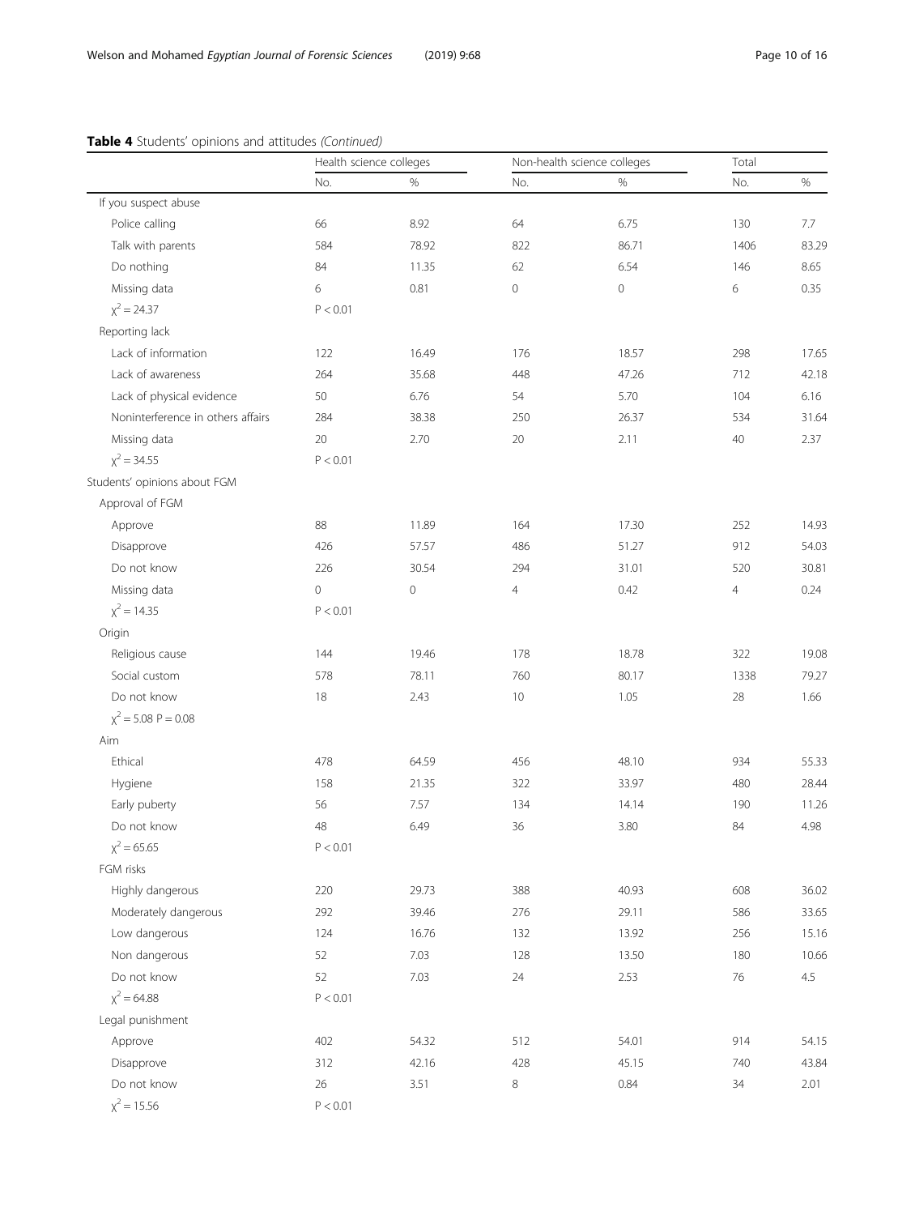**Table 4** Students' opinions and attitudes *(Continued)*

| | Health science colleges | | Non-health science colleges | | Total | |
|---|---|---|---|---|---|---|
| | No. | % | No. | % | No. | % |
| If you suspect abuse | | | | | | |
| Police calling | 66 | 8.92 | 64 | 6.75 | 130 | 7.7 |
| Talk with parents | 584 | 78.92 | 822 | 86.71 | 1406 | 83.29 |
| Do nothing | 84 | 11.35 | 62 | 6.54 | 146 | 8.65 |
| Missing data | 6 | 0.81 | 0 | 0 | 6 | 0.35 |
| $\chi^2 = 24.37$ | $P < 0.01$ | | | | | |
| Reporting lack | | | | | | |
| Lack of information | 122 | 16.49 | 176 | 18.57 | 298 | 17.65 |
| Lack of awareness | 264 | 35.68 | 448 | 47.26 | 712 | 42.18 |
| Lack of physical evidence | 50 | 6.76 | 54 | 5.70 | 104 | 6.16 |
| Noninterference in others affairs | 284 | 38.38 | 250 | 26.37 | 534 | 31.64 |
| Missing data | 20 | 2.70 | 20 | 2.11 | 40 | 2.37 |
| $\chi^2 = 34.55$ | $P < 0.01$ | | | | | |
| Students' opinions about FGM | | | | | | |
| Approval of FGM | | | | | | |
| Approve | 88 | 11.89 | 164 | 17.30 | 252 | 14.93 |
| Disapprove | 426 | 57.57 | 486 | 51.27 | 912 | 54.03 |
| Do not know | 226 | 30.54 | 294 | 31.01 | 520 | 30.81 |
| Missing data | 0 | 0 | 4 | 0.42 | 4 | 0.24 |
| $\chi^2 = 14.35$ | $P < 0.01$ | | | | | |
| Origin | | | | | | |
| Religious cause | 144 | 19.46 | 178 | 18.78 | 322 | 19.08 |
| Social custom | 578 | 78.11 | 760 | 80.17 | 1338 | 79.27 |
| Do not know | 18 | 2.43 | 10 | 1.05 | 28 | 1.66 |
| $\chi^2 = 5.08$ $P = 0.08$ | | | | | | |
| Aim | | | | | | |
| Ethical | 478 | 64.59 | 456 | 48.10 | 934 | 55.33 |
| Hygiene | 158 | 21.35 | 322 | 33.97 | 480 | 28.44 |
| Early puberty | 56 | 7.57 | 134 | 14.14 | 190 | 11.26 |
| Do not know | 48 | 6.49 | 36 | 3.80 | 84 | 4.98 |
| $\chi^2 = 65.65$ | $P < 0.01$ | | | | | |
| FGM risks | | | | | | |
| Highly dangerous | 220 | 29.73 | 388 | 40.93 | 608 | 36.02 |
| Moderately dangerous | 292 | 39.46 | 276 | 29.11 | 586 | 33.65 |
| Low dangerous | 124 | 16.76 | 132 | 13.92 | 256 | 15.16 |
| Non dangerous | 52 | 7.03 | 128 | 13.50 | 180 | 10.66 |
| Do not know | 52 | 7.03 | 24 | 2.53 | 76 | 4.5 |
| $\chi^2 = 64.88$ | $P < 0.01$ | | | | | |
| Legal punishment | | | | | | |
| Approve | 402 | 54.32 | 512 | 54.01 | 914 | 54.15 |
| Disapprove | 312 | 42.16 | 428 | 45.15 | 740 | 43.84 |
| Do not know | 26 | 3.51 | 8 | 0.84 | 34 | 2.01 |
| $\chi^2 = 15.56$ | $P < 0.01$ | | | | | |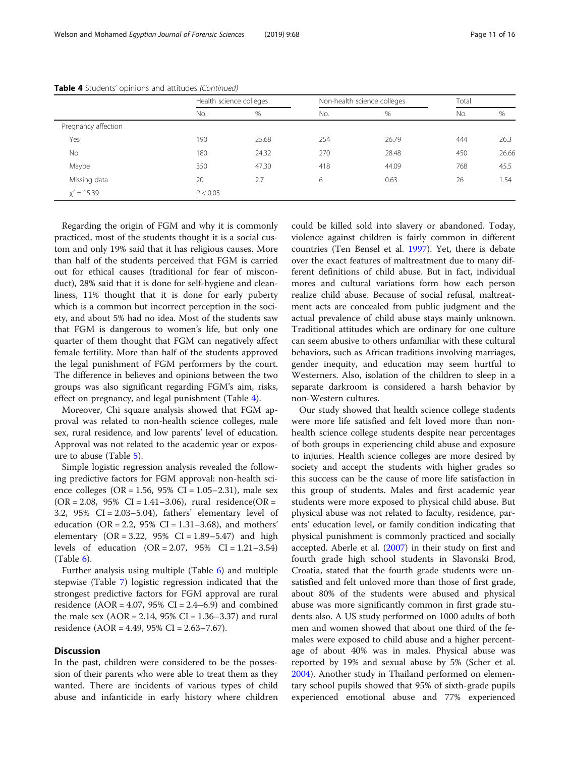**Table 4** Students' opinions and attitudes *(Continued)*

| | Health science colleges | | Non-health science colleges | | Total | |
|---|---|---|---|---|---|---|
| | No. | % | No. | % | No. | % |
| Pregnancy affection | | | | | | |
| Yes | 190 | 25.68 | 254 | 26.79 | 444 | 26.3 |
| No | 180 | 24.32 | 270 | 28.48 | 450 | 26.66 |
| Maybe | 350 | 47.30 | 418 | 44.09 | 768 | 45.5 |
| Missing data | 20 | 2.7 | 6 | 0.63 | 26 | 1.54 |
| $\chi^2 = 15.39$ | $P < 0.05$ | | | | | |

Regarding the origin of FGM and why it is commonly practiced, most of the students thought it is a social custom and only 19% said that it has religious causes. More than half of the students perceived that FGM is carried out for ethical causes (traditional for fear of misconduct), 28% said that it is done for self-hygiene and cleanliness, 11% thought that it is done for early puberty which is a common but incorrect perception in the society, and about 5% had no idea. Most of the students saw that FGM is dangerous to women's life, but only one quarter of them thought that FGM can negatively affect female fertility. More than half of the students approved the legal punishment of FGM performers by the court. The difference in believes and opinions between the two groups was also significant regarding FGM's aim, risks, effect on pregnancy, and legal punishment (Table 4).

Moreover, Chi square analysis showed that FGM approval was related to non-health science colleges, male sex, rural residence, and low parents' level of education. Approval was not related to the academic year or exposure to abuse (Table 5).

Simple logistic regression analysis revealed the following predictive factors for FGM approval: non-health science colleges (OR = 1.56, 95% CI = 1.05–2.31), male sex (OR = 2.08, 95% CI = 1.41–3.06), rural residence(OR = 3.2, 95% CI = 2.03–5.04), fathers' elementary level of education (OR = 2.2, 95% CI = 1.31–3.68), and mothers' elementary (OR = 3.22, 95% CI = 1.89–5.47) and high levels of education (OR = 2.07, 95% CI = 1.21–3.54) (Table 6).

Further analysis using multiple (Table 6) and multiple stepwise (Table 7) logistic regression indicated that the strongest predictive factors for FGM approval are rural residence (AOR = 4.07, 95% CI = 2.4–6.9) and combined the male sex (AOR = 2.14, 95% CI = 1.36–3.37) and rural residence (AOR = 4.49, 95% CI = 2.63–7.67).

## Discussion

In the past, children were considered to be the possession of their parents who were able to treat them as they wanted. There are incidents of various types of child abuse and infanticide in early history where children could be killed sold into slavery or abandoned. Today, violence against children is fairly common in different countries (Ten Bensel et al. 1997). Yet, there is debate over the exact features of maltreatment due to many different definitions of child abuse. But in fact, individual mores and cultural variations form how each person realize child abuse. Because of social refusal, maltreatment acts are concealed from public judgment and the actual prevalence of child abuse stays mainly unknown. Traditional attitudes which are ordinary for one culture can seem abusive to others unfamiliar with these cultural behaviors, such as African traditions involving marriages, gender inequity, and education may seem hurtful to Westerners. Also, isolation of the children to sleep in a separate darkroom is considered a harsh behavior by non-Western cultures.

Our study showed that health science college students were more life satisfied and felt loved more than non-health science college students despite near percentages of both groups in experiencing child abuse and exposure to injuries. Health science colleges are more desired by society and accept the students with higher grades so this success can be the cause of more life satisfaction in this group of students. Males and first academic year students were more exposed to physical child abuse. But physical abuse was not related to faculty, residence, parents' education level, or family condition indicating that physical punishment is commonly practiced and socially accepted. Aberle et al. (2007) in their study on first and fourth grade high school students in Slavonski Brod, Croatia, stated that the fourth grade students were unsatisfied and felt unloved more than those of first grade, about 80% of the students were abused and physical abuse was more significantly common in first grade students also. A US study performed on 1000 adults of both men and women showed that about one third of the females were exposed to child abuse and a higher percentage of about 40% was in males. Physical abuse was reported by 19% and sexual abuse by 5% (Scher et al. 2004). Another study in Thailand performed on elementary school pupils showed that 95% of sixth-grade pupils experienced emotional abuse and 77% experienced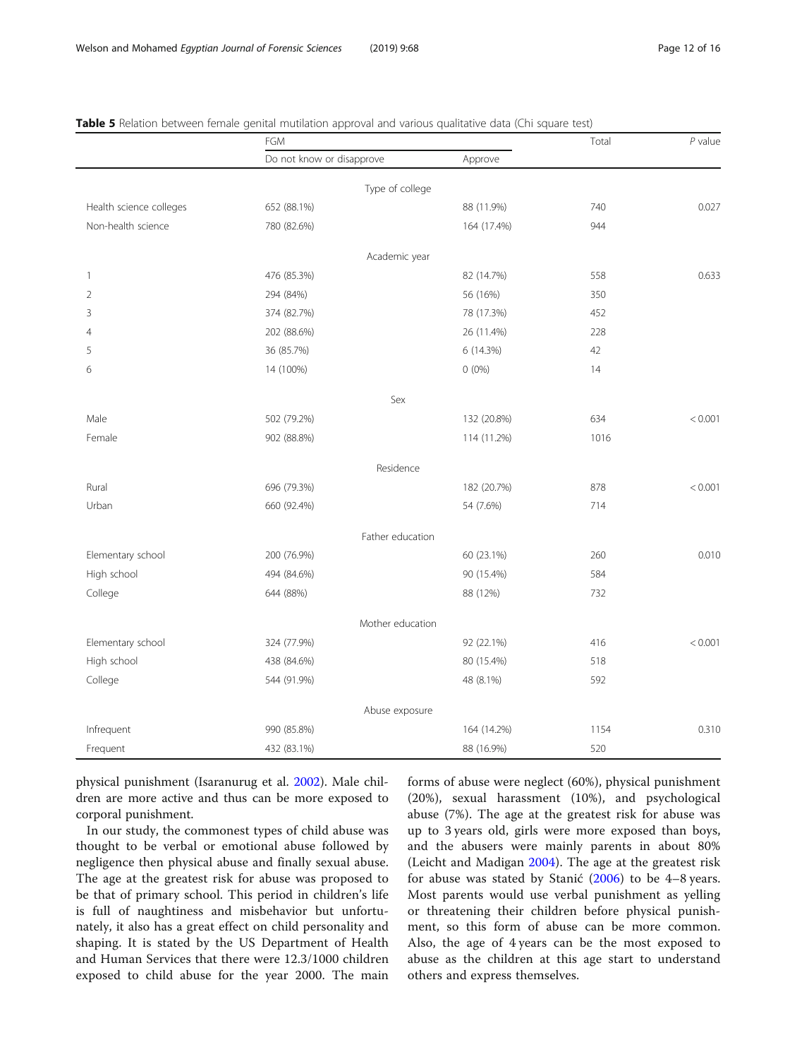**Table 5** Relation between female genital mutilation approval and various qualitative data (Chi square test)

| | FGM | | Total | *P* value |
|---|---|---|---|---|
| | Do not know or disapprove | Approve | | |
| **Type of college** | | | | |
| Health science colleges | 652 (88.1%) | 88 (11.9%) | 740 | 0.027 |
| Non-health science | 780 (82.6%) | 164 (17.4%) | 944 | |
| **Academic year** | | | | |
| 1 | 476 (85.3%) | 82 (14.7%) | 558 | 0.633 |
| 2 | 294 (84%) | 56 (16%) | 350 | |
| 3 | 374 (82.7%) | 78 (17.3%) | 452 | |
| 4 | 202 (88.6%) | 26 (11.4%) | 228 | |
| 5 | 36 (85.7%) | 6 (14.3%) | 42 | |
| 6 | 14 (100%) | 0 (0%) | 14 | |
| **Sex** | | | | |
| Male | 502 (79.2%) | 132 (20.8%) | 634 | < 0.001 |
| Female | 902 (88.8%) | 114 (11.2%) | 1016 | |
| **Residence** | | | | |
| Rural | 696 (79.3%) | 182 (20.7%) | 878 | < 0.001 |
| Urban | 660 (92.4%) | 54 (7.6%) | 714 | |
| **Father education** | | | | |
| Elementary school | 200 (76.9%) | 60 (23.1%) | 260 | 0.010 |
| High school | 494 (84.6%) | 90 (15.4%) | 584 | |
| College | 644 (88%) | 88 (12%) | 732 | |
| **Mother education** | | | | |
| Elementary school | 324 (77.9%) | 92 (22.1%) | 416 | < 0.001 |
| High school | 438 (84.6%) | 80 (15.4%) | 518 | |
| College | 544 (91.9%) | 48 (8.1%) | 592 | |
| **Abuse exposure** | | | | |
| Infrequent | 990 (85.8%) | 164 (14.2%) | 1154 | 0.310 |
| Frequent | 432 (83.1%) | 88 (16.9%) | 520 | |

physical punishment (Isaranurug et al. 2002). Male children are more active and thus can be more exposed to corporal punishment.

In our study, the commonest types of child abuse was thought to be verbal or emotional abuse followed by negligence then physical abuse and finally sexual abuse. The age at the greatest risk for abuse was proposed to be that of primary school. This period in children's life is full of naughtiness and misbehavior but unfortunately, it also has a great effect on child personality and shaping. It is stated by the US Department of Health and Human Services that there were 12.3/1000 children exposed to child abuse for the year 2000. The main forms of abuse were neglect (60%), physical punishment (20%), sexual harassment (10%), and psychological abuse (7%). The age at the greatest risk for abuse was up to 3 years old, girls were more exposed than boys, and the abusers were mainly parents in about 80% (Leicht and Madigan 2004). The age at the greatest risk for abuse was stated by Stanić (2006) to be 4–8 years. Most parents would use verbal punishment as yelling or threatening their children before physical punishment, so this form of abuse can be more common. Also, the age of 4 years can be the most exposed to abuse as the children at this age start to understand others and express themselves.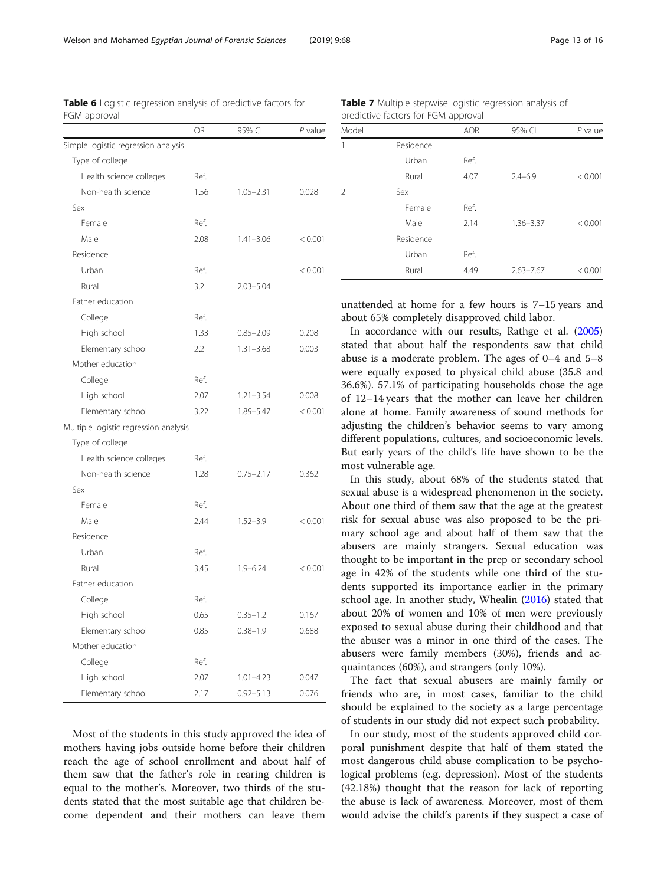**Table 6** Logistic regression analysis of predictive factors for FGM approval

| | OR | 95% CI | P value |
|---|---|---|---|
| Simple logistic regression analysis | | | |
| Type of college | | | |
| Health science colleges | Ref. | | |
| Non-health science | 1.56 | 1.05–2.31 | 0.028 |
| Sex | | | |
| Female | Ref. | | |
| Male | 2.08 | 1.41–3.06 | < 0.001 |
| Residence | | | |
| Urban | Ref. | | < 0.001 |
| Rural | 3.2 | 2.03–5.04 | |
| Father education | | | |
| College | Ref. | | |
| High school | 1.33 | 0.85–2.09 | 0.208 |
| Elementary school | 2.2 | 1.31–3.68 | 0.003 |
| Mother education | | | |
| College | Ref. | | |
| High school | 2.07 | 1.21–3.54 | 0.008 |
| Elementary school | 3.22 | 1.89–5.47 | < 0.001 |
| Multiple logistic regression analysis | | | |
| Type of college | | | |
| Health science colleges | Ref. | | |
| Non-health science | 1.28 | 0.75–2.17 | 0.362 |
| Sex | | | |
| Female | Ref. | | |
| Male | 2.44 | 1.52–3.9 | < 0.001 |
| Residence | | | |
| Urban | Ref. | | |
| Rural | 3.45 | 1.9–6.24 | < 0.001 |
| Father education | | | |
| College | Ref. | | |
| High school | 0.65 | 0.35–1.2 | 0.167 |
| Elementary school | 0.85 | 0.38–1.9 | 0.688 |
| Mother education | | | |
| College | Ref. | | |
| High school | 2.07 | 1.01–4.23 | 0.047 |
| Elementary school | 2.17 | 0.92–5.13 | 0.076 |

**Table 7** Multiple stepwise logistic regression analysis of predictive factors for FGM approval

| Model | | AOR | 95% CI | P value |
|---|---|---|---|---|
| 1 | Residence | | | |
| | Urban | Ref. | | |
| | Rural | 4.07 | 2.4–6.9 | < 0.001 |
| 2 | Sex | | | |
| | Female | Ref. | | |
| | Male | 2.14 | 1.36–3.37 | < 0.001 |
| | Residence | | | |
| | Urban | Ref. | | |
| | Rural | 4.49 | 2.63–7.67 | < 0.001 |

Most of the students in this study approved the idea of mothers having jobs outside home before their children reach the age of school enrollment and about half of them saw that the father's role in rearing children is equal to the mother's. Moreover, two thirds of the students stated that the most suitable age that children become dependent and their mothers can leave them unattended at home for a few hours is 7–15 years and about 65% completely disapproved child labor.

In accordance with our results, Rathge et al. (2005) stated that about half the respondents saw that child abuse is a moderate problem. The ages of 0–4 and 5–8 were equally exposed to physical child abuse (35.8 and 36.6%). 57.1% of participating households chose the age of 12–14 years that the mother can leave her children alone at home. Family awareness of sound methods for adjusting the children's behavior seems to vary among different populations, cultures, and socioeconomic levels. But early years of the child's life have shown to be the most vulnerable age.

In this study, about 68% of the students stated that sexual abuse is a widespread phenomenon in the society. About one third of them saw that the age at the greatest risk for sexual abuse was also proposed to be the primary school age and about half of them saw that the abusers are mainly strangers. Sexual education was thought to be important in the prep or secondary school age in 42% of the students while one third of the students supported its importance earlier in the primary school age. In another study, Whealin (2016) stated that about 20% of women and 10% of men were previously exposed to sexual abuse during their childhood and that the abuser was a minor in one third of the cases. The abusers were family members (30%), friends and acquaintances (60%), and strangers (only 10%).

The fact that sexual abusers are mainly family or friends who are, in most cases, familiar to the child should be explained to the society as a large percentage of students in our study did not expect such probability.

In our study, most of the students approved child corporal punishment despite that half of them stated the most dangerous child abuse complication to be psychological problems (e.g. depression). Most of the students (42.18%) thought that the reason for lack of reporting the abuse is lack of awareness. Moreover, most of them would advise the child's parents if they suspect a case of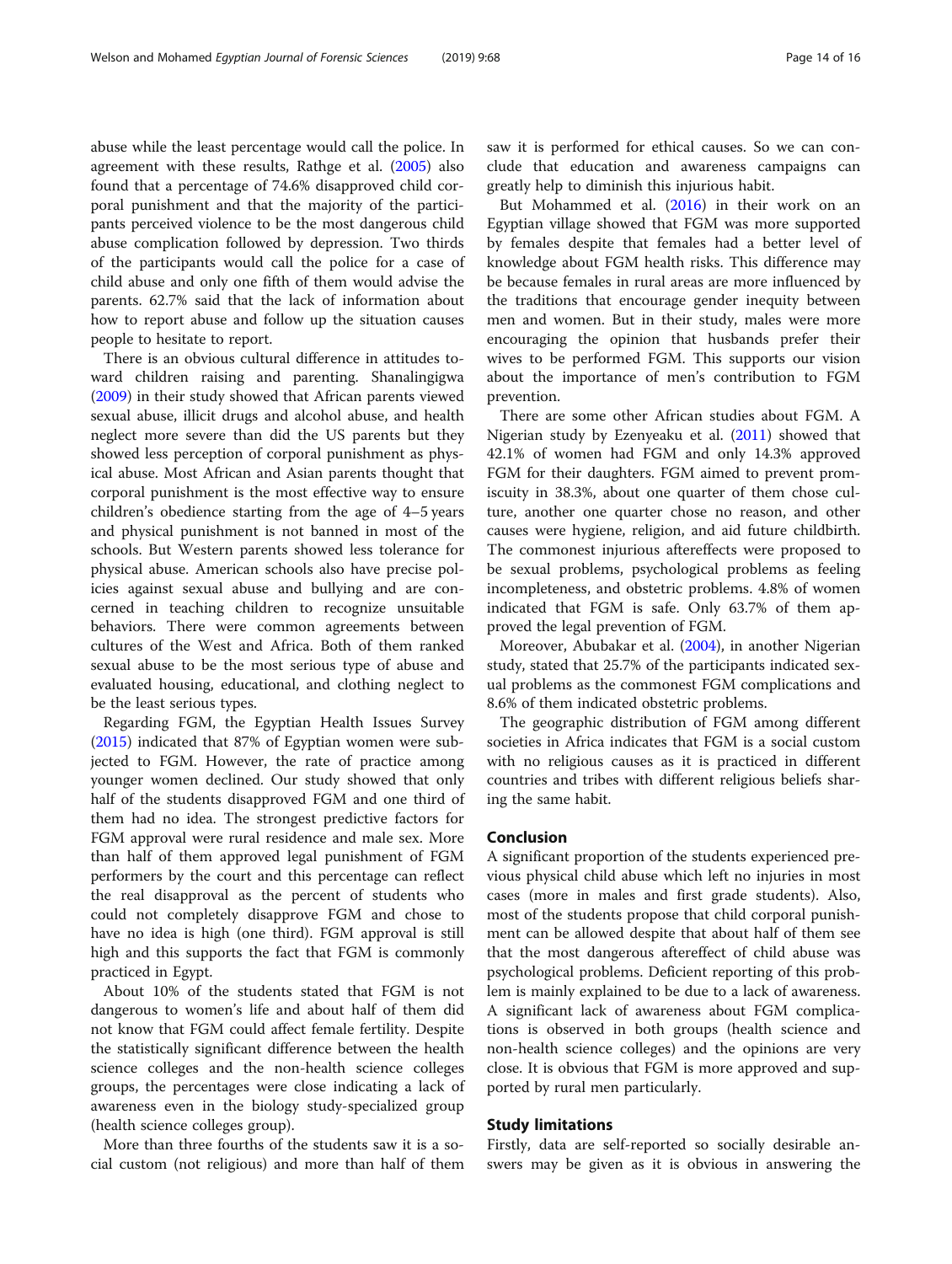abuse while the least percentage would call the police. In agreement with these results, Rathge et al. (2005) also found that a percentage of 74.6% disapproved child corporal punishment and that the majority of the participants perceived violence to be the most dangerous child abuse complication followed by depression. Two thirds of the participants would call the police for a case of child abuse and only one fifth of them would advise the parents. 62.7% said that the lack of information about how to report abuse and follow up the situation causes people to hesitate to report.

There is an obvious cultural difference in attitudes toward children raising and parenting. Shanalingigwa (2009) in their study showed that African parents viewed sexual abuse, illicit drugs and alcohol abuse, and health neglect more severe than did the US parents but they showed less perception of corporal punishment as physical abuse. Most African and Asian parents thought that corporal punishment is the most effective way to ensure children's obedience starting from the age of 4–5 years and physical punishment is not banned in most of the schools. But Western parents showed less tolerance for physical abuse. American schools also have precise policies against sexual abuse and bullying and are concerned in teaching children to recognize unsuitable behaviors. There were common agreements between cultures of the West and Africa. Both of them ranked sexual abuse to be the most serious type of abuse and evaluated housing, educational, and clothing neglect to be the least serious types.

Regarding FGM, the Egyptian Health Issues Survey (2015) indicated that 87% of Egyptian women were subjected to FGM. However, the rate of practice among younger women declined. Our study showed that only half of the students disapproved FGM and one third of them had no idea. The strongest predictive factors for FGM approval were rural residence and male sex. More than half of them approved legal punishment of FGM performers by the court and this percentage can reflect the real disapproval as the percent of students who could not completely disapprove FGM and chose to have no idea is high (one third). FGM approval is still high and this supports the fact that FGM is commonly practiced in Egypt.

About 10% of the students stated that FGM is not dangerous to women's life and about half of them did not know that FGM could affect female fertility. Despite the statistically significant difference between the health science colleges and the non-health science colleges groups, the percentages were close indicating a lack of awareness even in the biology study-specialized group (health science colleges group).

More than three fourths of the students saw it is a social custom (not religious) and more than half of them saw it is performed for ethical causes. So we can conclude that education and awareness campaigns can greatly help to diminish this injurious habit.

But Mohammed et al. (2016) in their work on an Egyptian village showed that FGM was more supported by females despite that females had a better level of knowledge about FGM health risks. This difference may be because females in rural areas are more influenced by the traditions that encourage gender inequity between men and women. But in their study, males were more encouraging the opinion that husbands prefer their wives to be performed FGM. This supports our vision about the importance of men's contribution to FGM prevention.

There are some other African studies about FGM. A Nigerian study by Ezenyeaku et al. (2011) showed that 42.1% of women had FGM and only 14.3% approved FGM for their daughters. FGM aimed to prevent promiscuity in 38.3%, about one quarter of them chose culture, another one quarter chose no reason, and other causes were hygiene, religion, and aid future childbirth. The commonest injurious aftereffects were proposed to be sexual problems, psychological problems as feeling incompleteness, and obstetric problems. 4.8% of women indicated that FGM is safe. Only 63.7% of them approved the legal prevention of FGM.

Moreover, Abubakar et al. (2004), in another Nigerian study, stated that 25.7% of the participants indicated sexual problems as the commonest FGM complications and 8.6% of them indicated obstetric problems.

The geographic distribution of FGM among different societies in Africa indicates that FGM is a social custom with no religious causes as it is practiced in different countries and tribes with different religious beliefs sharing the same habit.

## Conclusion

A significant proportion of the students experienced previous physical child abuse which left no injuries in most cases (more in males and first grade students). Also, most of the students propose that child corporal punishment can be allowed despite that about half of them see that the most dangerous aftereffect of child abuse was psychological problems. Deficient reporting of this problem is mainly explained to be due to a lack of awareness. A significant lack of awareness about FGM complications is observed in both groups (health science and non-health science colleges) and the opinions are very close. It is obvious that FGM is more approved and supported by rural men particularly.

## Study limitations

Firstly, data are self-reported so socially desirable answers may be given as it is obvious in answering the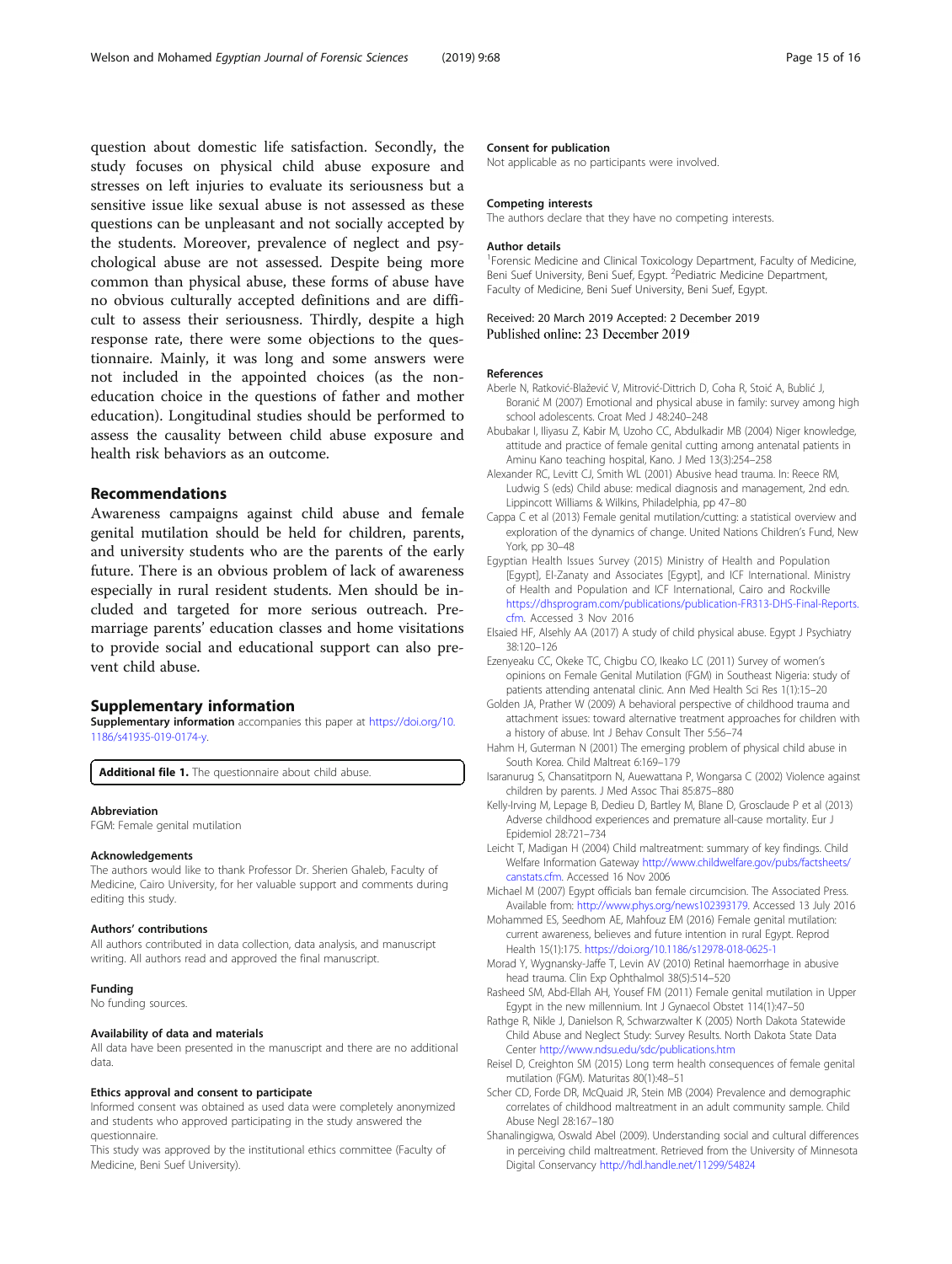question about domestic life satisfaction. Secondly, the study focuses on physical child abuse exposure and stresses on left injuries to evaluate its seriousness but a sensitive issue like sexual abuse is not assessed as these questions can be unpleasant and not socially accepted by the students. Moreover, prevalence of neglect and psychological abuse are not assessed. Despite being more common than physical abuse, these forms of abuse have no obvious culturally accepted definitions and are difficult to assess their seriousness. Thirdly, despite a high response rate, there were some objections to the questionnaire. Mainly, it was long and some answers were not included in the appointed choices (as the non-education choice in the questions of father and mother education). Longitudinal studies should be performed to assess the causality between child abuse exposure and health risk behaviors as an outcome.

## Recommendations

Awareness campaigns against child abuse and female genital mutilation should be held for children, parents, and university students who are the parents of the early future. There is an obvious problem of lack of awareness especially in rural resident students. Men should be included and targeted for more serious outreach. Premarriage parents' education classes and home visitations to provide social and educational support can also prevent child abuse.

## Supplementary information

**Supplementary information** accompanies this paper at https://doi.org/10.1186/s41935-019-0174-y.

**Additional file 1.** The questionnaire about child abuse.

#### Abbreviation

FGM: Female genital mutilation

#### Acknowledgements

The authors would like to thank Professor Dr. Sherien Ghaleb, Faculty of Medicine, Cairo University, for her valuable support and comments during editing this study.

#### Authors' contributions

All authors contributed in data collection, data analysis, and manuscript writing. All authors read and approved the final manuscript.

#### Funding

No funding sources.

#### Availability of data and materials

All data have been presented in the manuscript and there are no additional data.

#### Ethics approval and consent to participate

Informed consent was obtained as used data were completely anonymized and students who approved participating in the study answered the questionnaire.

This study was approved by the institutional ethics committee (Faculty of Medicine, Beni Suef University).

#### Consent for publication

Not applicable as no participants were involved.

#### Competing interests

The authors declare that they have no competing interests.

#### Author details

[1]Forensic Medicine and Clinical Toxicology Department, Faculty of Medicine, Beni Suef University, Beni Suef, Egypt. [2]Pediatric Medicine Department, Faculty of Medicine, Beni Suef University, Beni Suef, Egypt.

Received: 20 March 2019 Accepted: 2 December 2019
Published online: 23 December 2019

#### References

Aberle N, Ratković-Blažević V, Mitrović-Dittrich D, Coha R, Stoić A, Bublić J, Boranić M (2007) Emotional and physical abuse in family: survey among high school adolescents. Croat Med J 48:240–248

Abubakar I, Iliyasu Z, Kabir M, Uzoho CC, Abdulkadir MB (2004) Niger knowledge, attitude and practice of female genital cutting among antenatal patients in Aminu Kano teaching hospital, Kano. J Med 13(3):254–258

Alexander RC, Levitt CJ, Smith WL (2001) Abusive head trauma. In: Reece RM, Ludwig S (eds) Child abuse: medical diagnosis and management, 2nd edn. Lippincott Williams & Wilkins, Philadelphia, pp 47–80

Cappa C et al (2013) Female genital mutilation/cutting: a statistical overview and exploration of the dynamics of change. United Nations Children's Fund, New York, pp 30–48

Egyptian Health Issues Survey (2015) Ministry of Health and Population [Egypt], El-Zanaty and Associates [Egypt], and ICF International. Ministry of Health and Population and ICF International, Cairo and Rockville https://dhsprogram.com/publications/publication-FR313-DHS-Final-Reports.cfm. Accessed 3 Nov 2016

Elsaied HF, Alsehly AA (2017) A study of child physical abuse. Egypt J Psychiatry 38:120–126

Ezenyeaku CC, Okeke TC, Chigbu CO, Ikeako LC (2011) Survey of women's opinions on Female Genital Mutilation (FGM) in Southeast Nigeria: study of patients attending antenatal clinic. Ann Med Health Sci Res 1(1):15–20

Golden JA, Prather W (2009) A behavioral perspective of childhood trauma and attachment issues: toward alternative treatment approaches for children with a history of abuse. Int J Behav Consult Ther 5:56–74

Hahm H, Guterman N (2001) The emerging problem of physical child abuse in South Korea. Child Maltreat 6:169–179

Isaranurug S, Chansatitporn N, Auewattana P, Wongarsa C (2002) Violence against children by parents. J Med Assoc Thai 85:875–880

Kelly-Irving M, Lepage B, Dedieu D, Bartley M, Blane D, Grosclaude P et al (2013) Adverse childhood experiences and premature all-cause mortality. Eur J Epidemiol 28:721–734

Leicht T, Madigan H (2004) Child maltreatment: summary of key findings. Child Welfare Information Gateway http://www.childwelfare.gov/pubs/factsheets/canstats.cfm. Accessed 16 Nov 2006

Michael M (2007) Egypt officials ban female circumcision. The Associated Press. Available from: http://www.phys.org/news102393179. Accessed 13 July 2016

Mohammed ES, Seedhom AE, Mahfouz EM (2016) Female genital mutilation: current awareness, believes and future intention in rural Egypt. Reprod Health 15(1):175. https://doi.org/10.1186/s12978-018-0625-1

Morad Y, Wygnansky-Jaffe T, Levin AV (2010) Retinal haemorrhage in abusive head trauma. Clin Exp Ophthalmol 38(5):514–520

Rasheed SM, Abd-Ellah AH, Yousef FM (2011) Female genital mutilation in Upper Egypt in the new millennium. Int J Gynaecol Obstet 114(1):47–50

Rathge R, Nikle J, Danielson R, Schwarzwalter K (2005) North Dakota Statewide Child Abuse and Neglect Study: Survey Results. North Dakota State Data Center http://www.ndsu.edu/sdc/publications.htm

Reisel D, Creighton SM (2015) Long term health consequences of female genital mutilation (FGM). Maturitas 80(1):48–51

Scher CD, Forde DR, McQuaid JR, Stein MB (2004) Prevalence and demographic correlates of childhood maltreatment in an adult community sample. Child Abuse Negl 28:167–180

Shanalingigwa, Oswald Abel (2009). Understanding social and cultural differences in perceiving child maltreatment. Retrieved from the University of Minnesota Digital Conservancy http://hdl.handle.net/11299/54824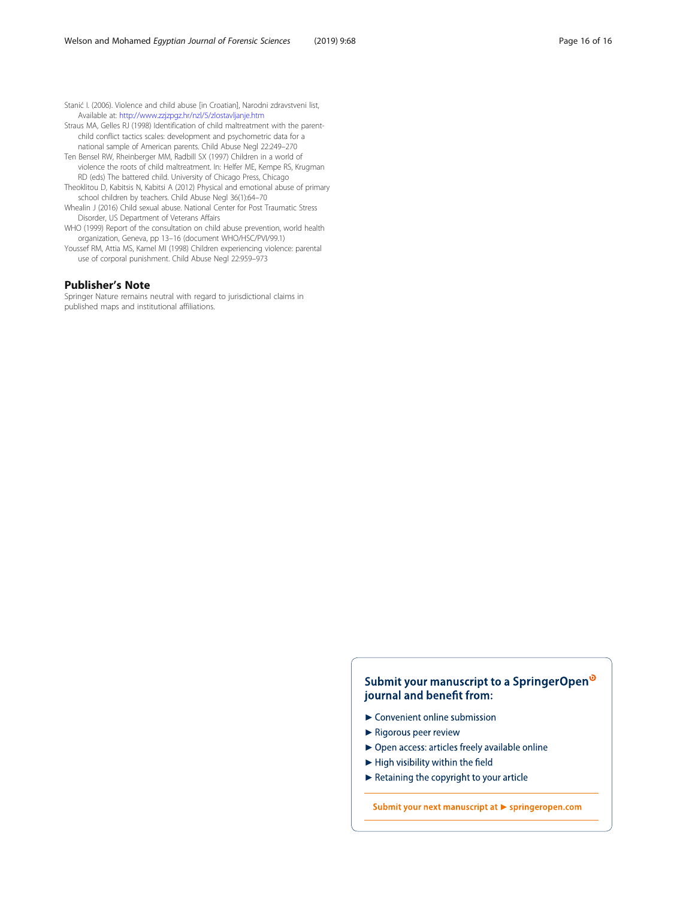Stanić I. (2006). Violence and child abuse [in Croatian], Narodni zdravstveni list, Available at: http://www.zzjzpgz.hr/nzl/5/zlostavljanje.htm

Straus MA, Gelles RJ (1998) Identification of child maltreatment with the parent-child conflict tactics scales: development and psychometric data for a national sample of American parents. Child Abuse Negl 22:249–270

Ten Bensel RW, Rheinberger MM, Radbill SX (1997) Children in a world of violence the roots of child maltreatment. In: Helfer ME, Kempe RS, Krugman RD (eds) The battered child. University of Chicago Press, Chicago

Theoklitou D, Kabitsis N, Kabitsi A (2012) Physical and emotional abuse of primary school children by teachers. Child Abuse Negl 36(1):64–70

Whealin J (2016) Child sexual abuse. National Center for Post Traumatic Stress Disorder, US Department of Veterans Affairs

WHO (1999) Report of the consultation on child abuse prevention, world health organization, Geneva, pp 13–16 (document WHO/HSC/PVI/99.1)

Youssef RM, Attia MS, Kamel MI (1998) Children experiencing violence: parental use of corporal punishment. Child Abuse Negl 22:959–973

## Publisher's Note

Springer Nature remains neutral with regard to jurisdictional claims in published maps and institutional affiliations.

**Submit your manuscript to a SpringerOpen journal and benefit from:**

- ► Convenient online submission
- ► Rigorous peer review
- ► Open access: articles freely available online
- ► High visibility within the field
- ► Retaining the copyright to your article

**Submit your next manuscript at ► springeropen.com**